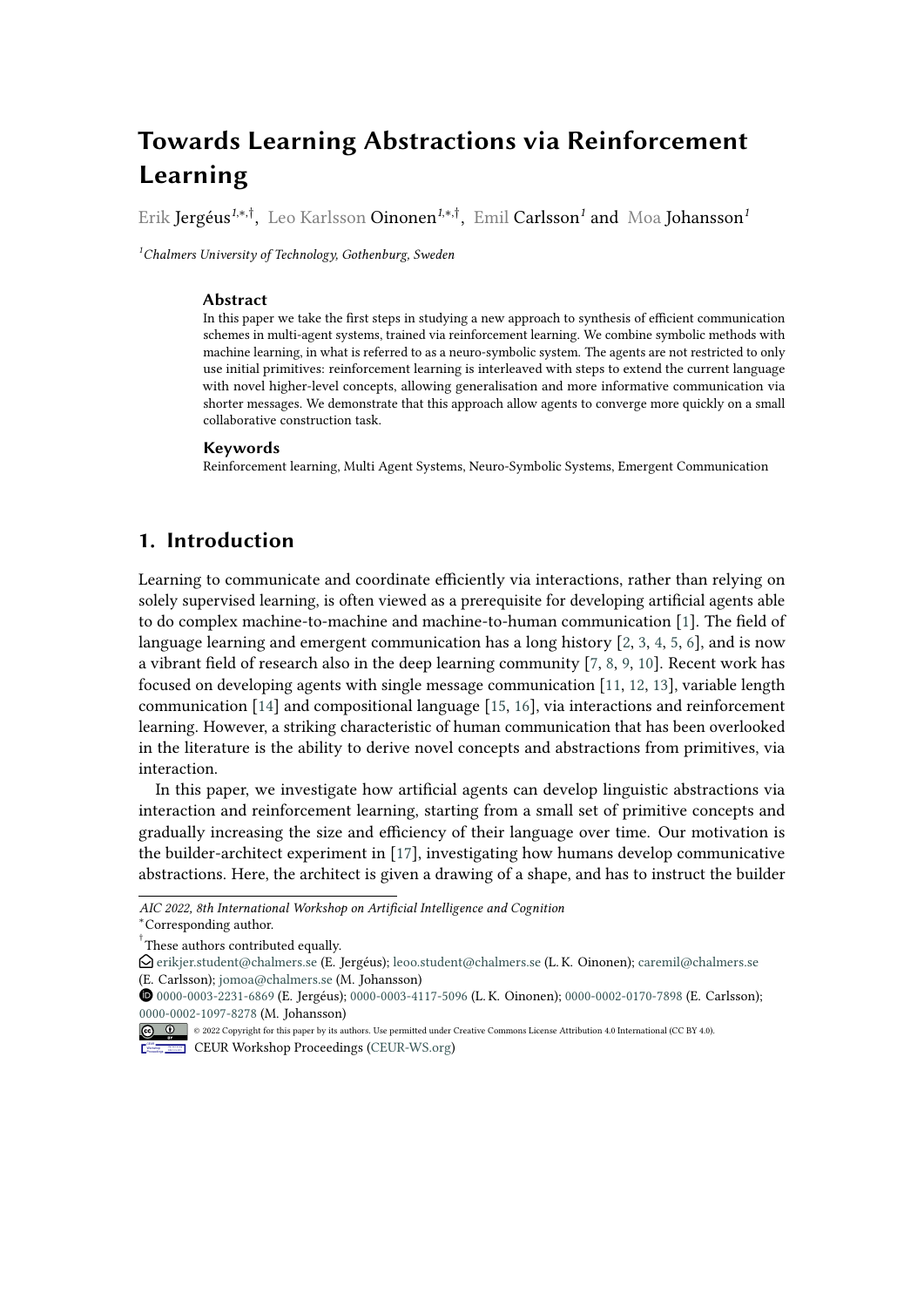# Towards Learning Abstractions via Reinforcement Learning

Erik Jergéus[1,*,†], Leo Karlsson Oinonen[1,*,†], Emil Carlsson[1] and Moa Johansson[1]

[1]*Chalmers University of Technology, Gothenburg, Sweden*

### Abstract

In this paper we take the first steps in studying a new approach to synthesis of efficient communication schemes in multi-agent systems, trained via reinforcement learning. We combine symbolic methods with machine learning, in what is referred to as a neuro-symbolic system. The agents are not restricted to only use initial primitives: reinforcement learning is interleaved with steps to extend the current language with novel higher-level concepts, allowing generalisation and more informative communication via shorter messages. We demonstrate that this approach allow agents to converge more quickly on a small collaborative construction task.

### Keywords

Reinforcement learning, Multi Agent Systems, Neuro-Symbolic Systems, Emergent Communication

## 1. Introduction

Learning to communicate and coordinate efficiently via interactions, rather than relying on solely supervised learning, is often viewed as a prerequisite for developing artificial agents able to do complex machine-to-machine and machine-to-human communication [1]. The field of language learning and emergent communication has a long history [2, 3, 4, 5, 6], and is now a vibrant field of research also in the deep learning community [7, 8, 9, 10]. Recent work has focused on developing agents with single message communication [11, 12, 13], variable length communication [14] and compositional language [15, 16], via interactions and reinforcement learning. However, a striking characteristic of human communication that has been overlooked in the literature is the ability to derive novel concepts and abstractions from primitives, via interaction.

In this paper, we investigate how artificial agents can develop linguistic abstractions via interaction and reinforcement learning, starting from a small set of primitive concepts and gradually increasing the size and efficiency of their language over time. Our motivation is the builder-architect experiment in [17], investigating how humans develop communicative abstractions. Here, the architect is given a drawing of a shape, and has to instruct the builder

---

*AIC 2022, 8th International Workshop on Artificial Intelligence and Cognition*

[*]Corresponding author.

[†]These authors contributed equally.

erikjer.student@chalmers.se (E. Jergéus); leoo.student@chalmers.se (L. K. Oinonen); caremil@chalmers.se (E. Carlsson); jomoa@chalmers.se (M. Johansson)

0000-0003-2231-6869 (E. Jergéus); 0000-0003-4117-5096 (L. K. Oinonen); 0000-0002-0170-7898 (E. Carlsson); 0000-0002-1097-8278 (M. Johansson)

© 2022 Copyright for this paper by its authors. Use permitted under Creative Commons License Attribution 4.0 International (CC BY 4.0).

CEUR Workshop Proceedings (CEUR-WS.org)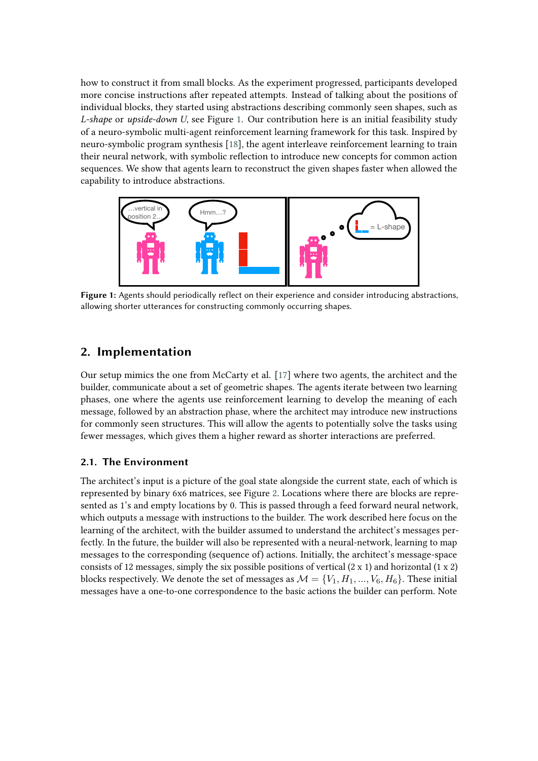how to construct it from small blocks. As the experiment progressed, participants developed more concise instructions after repeated attempts. Instead of talking about the positions of individual blocks, they started using abstractions describing commonly seen shapes, such as *L-shape* or *upside-down U*, see Figure 1. Our contribution here is an initial feasibility study of a neuro-symbolic multi-agent reinforcement learning framework for this task. Inspired by neuro-symbolic program synthesis [18], the agent interleave reinforcement learning to train their neural network, with symbolic reflection to introduce new concepts for common action sequences. We show that agents learn to reconstruct the given shapes faster when allowed the capability to introduce abstractions.

**Figure 1:** Agents should periodically reflect on their experience and consider introducing abstractions, allowing shorter utterances for constructing commonly occurring shapes.

## 2. Implementation

Our setup mimics the one from McCarty et al. [17] where two agents, the architect and the builder, communicate about a set of geometric shapes. The agents iterate between two learning phases, one where the agents use reinforcement learning to develop the meaning of each message, followed by an abstraction phase, where the architect may introduce new instructions for commonly seen structures. This will allow the agents to potentially solve the tasks using fewer messages, which gives them a higher reward as shorter interactions are preferred.

### 2.1. The Environment

The architect's input is a picture of the goal state alongside the current state, each of which is represented by binary 6x6 matrices, see Figure 2. Locations where there are blocks are represented as 1's and empty locations by 0. This is passed through a feed forward neural network, which outputs a message with instructions to the builder. The work described here focus on the learning of the architect, with the builder assumed to understand the architect's messages perfectly. In the future, the builder will also be represented with a neural-network, learning to map messages to the corresponding (sequence of) actions. Initially, the architect's message-space consists of 12 messages, simply the six possible positions of vertical (2 x 1) and horizontal (1 x 2) blocks respectively. We denote the set of messages as $\mathcal{M} = \{V_1, H_1, ..., V_6, H_6\}$. These initial messages have a one-to-one correspondence to the basic actions the builder can perform. Note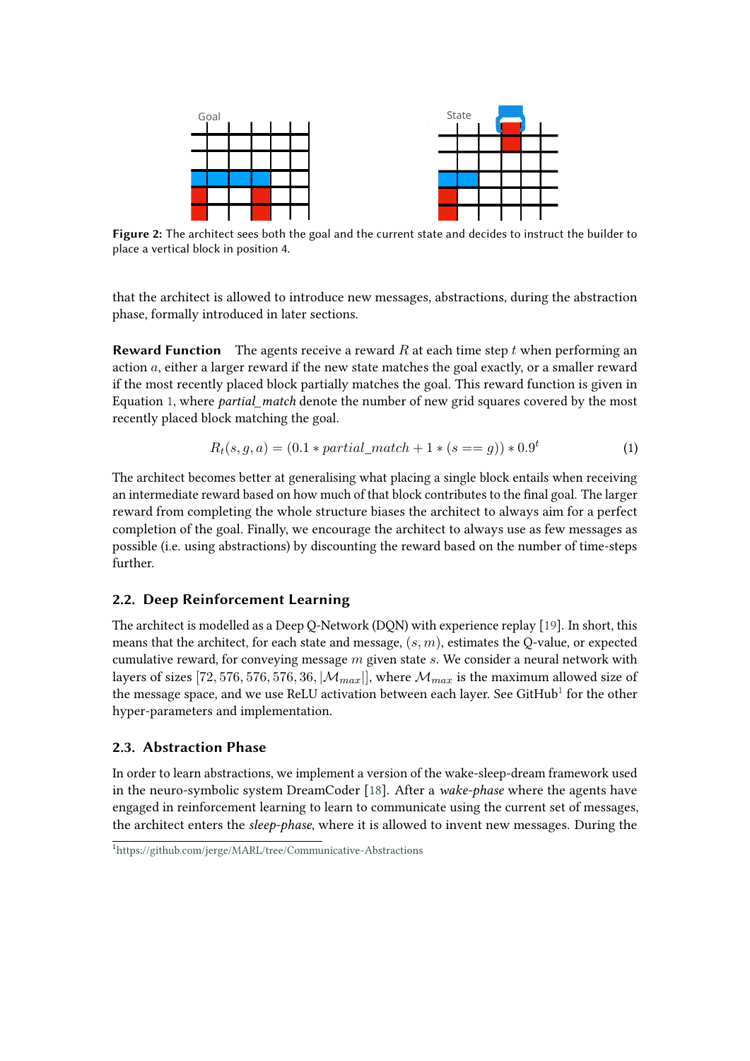Goal

State

**Figure 2:** The architect sees both the goal and the current state and decides to instruct the builder to place a vertical block in position 4.

that the architect is allowed to introduce new messages, abstractions, during the abstraction phase, formally introduced in later sections.

**Reward Function** The agents receive a reward $R$ at each time step $t$ when performing an action $a$, either a larger reward if the new state matches the goal exactly, or a smaller reward if the most recently placed block partially matches the goal. This reward function is given in Equation 1, where *partial_match* denote the number of new grid squares covered by the most recently placed block matching the goal.

$$R_t(s, g, a) = (0.1 * partial\_match + 1 * (s == g)) * 0.9^t \tag{1}$$

The architect becomes better at generalising what placing a single block entails when receiving an intermediate reward based on how much of that block contributes to the final goal. The larger reward from completing the whole structure biases the architect to always aim for a perfect completion of the goal. Finally, we encourage the architect to always use as few messages as possible (i.e. using abstractions) by discounting the reward based on the number of time-steps further.

## 2.2. Deep Reinforcement Learning

The architect is modelled as a Deep Q-Network (DQN) with experience replay [19]. In short, this means that the architect, for each state and message, $(s, m)$, estimates the Q-value, or expected cumulative reward, for conveying message $m$ given state $s$. We consider a neural network with layers of sizes $[72, 576, 576, 576, 36, |\mathcal{M}_{max}|]$, where $\mathcal{M}_{max}$ is the maximum allowed size of the message space, and we use ReLU activation between each layer. See GitHub[1] for the other hyper-parameters and implementation.

## 2.3. Abstraction Phase

In order to learn abstractions, we implement a version of the wake-sleep-dream framework used in the neuro-symbolic system DreamCoder [18]. After a *wake-phase* where the agents have engaged in reinforcement learning to learn to communicate using the current set of messages, the architect enters the *sleep-phase*, where it is allowed to invent new messages. During the

[1] https://github.com/jerge/MARL/tree/Communicative-Abstractions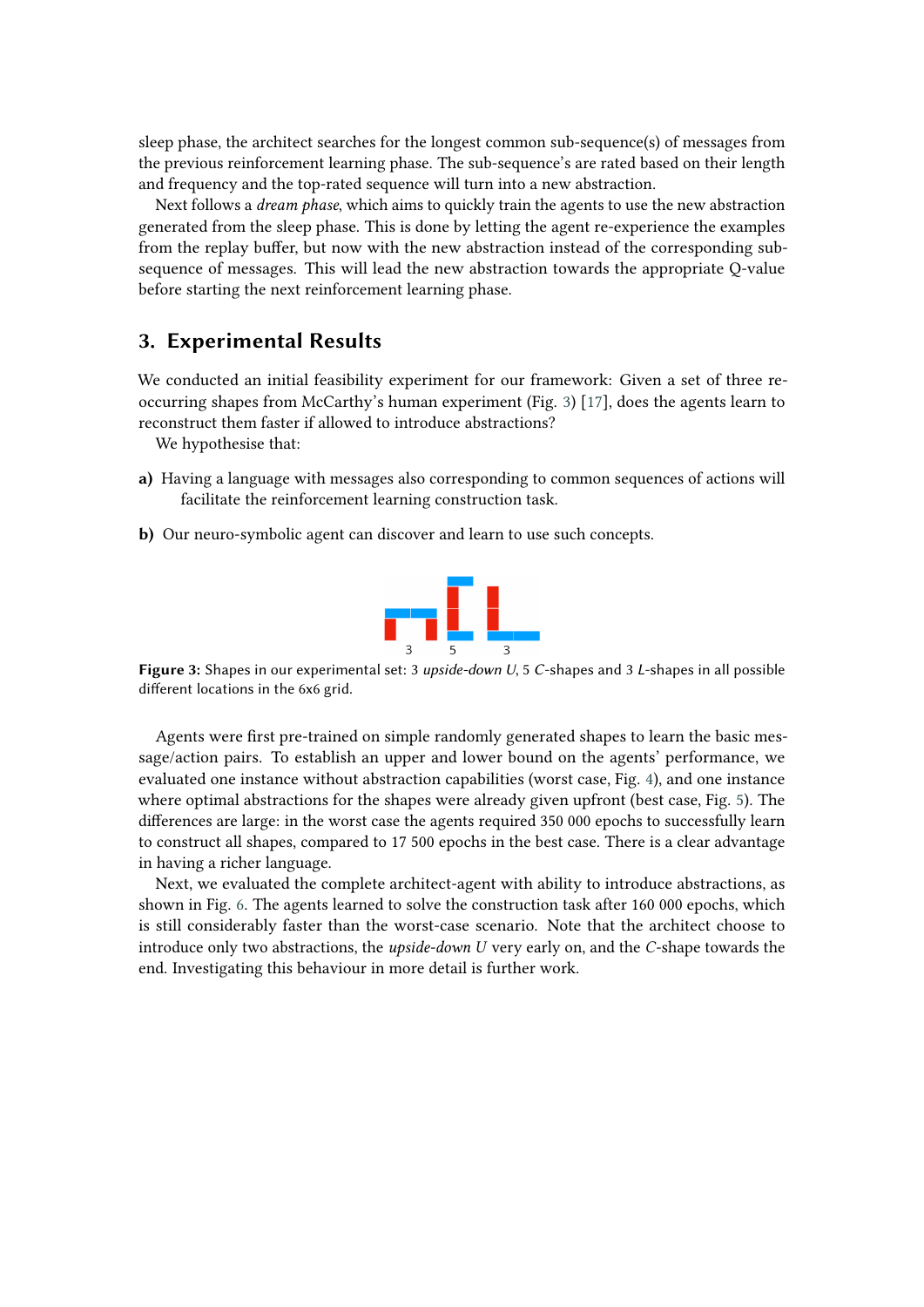sleep phase, the architect searches for the longest common sub-sequence(s) of messages from the previous reinforcement learning phase. The sub-sequence's are rated based on their length and frequency and the top-rated sequence will turn into a new abstraction.

Next follows a *dream phase*, which aims to quickly train the agents to use the new abstraction generated from the sleep phase. This is done by letting the agent re-experience the examples from the replay buffer, but now with the new abstraction instead of the corresponding sub-sequence of messages. This will lead the new abstraction towards the appropriate Q-value before starting the next reinforcement learning phase.

## 3. Experimental Results

We conducted an initial feasibility experiment for our framework: Given a set of three re-occurring shapes from McCarthy's human experiment (Fig. 3) [17], does the agents learn to reconstruct them faster if allowed to introduce abstractions?

We hypothesise that:

**a)** Having a language with messages also corresponding to common sequences of actions will facilitate the reinforcement learning construction task.

**b)** Our neuro-symbolic agent can discover and learn to use such concepts.

3 5 3

**Figure 3:** Shapes in our experimental set: 3 *upside-down U*, 5 *C*-shapes and 3 *L*-shapes in all possible different locations in the 6x6 grid.

Agents were first pre-trained on simple randomly generated shapes to learn the basic message/action pairs. To establish an upper and lower bound on the agents' performance, we evaluated one instance without abstraction capabilities (worst case, Fig. 4), and one instance where optimal abstractions for the shapes were already given upfront (best case, Fig. 5). The differences are large: in the worst case the agents required 350 000 epochs to successfully learn to construct all shapes, compared to 17 500 epochs in the best case. There is a clear advantage in having a richer language.

Next, we evaluated the complete architect-agent with ability to introduce abstractions, as shown in Fig. 6. The agents learned to solve the construction task after 160 000 epochs, which is still considerably faster than the worst-case scenario. Note that the architect choose to introduce only two abstractions, the *upside-down U* very early on, and the *C*-shape towards the end. Investigating this behaviour in more detail is further work.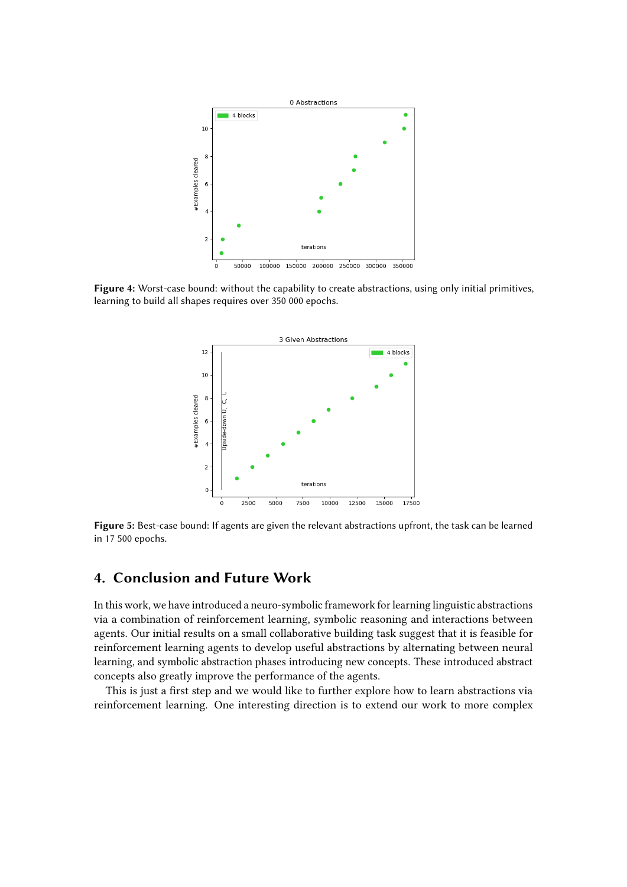**Figure 4:** Worst-case bound: without the capability to create abstractions, using only initial primitives, learning to build all shapes requires over 350 000 epochs.

**Figure 5:** Best-case bound: If agents are given the relevant abstractions upfront, the task can be learned in 17 500 epochs.

## 4. Conclusion and Future Work

In this work, we have introduced a neuro-symbolic framework for learning linguistic abstractions via a combination of reinforcement learning, symbolic reasoning and interactions between agents. Our initial results on a small collaborative building task suggest that it is feasible for reinforcement learning agents to develop useful abstractions by alternating between neural learning, and symbolic abstraction phases introducing new concepts. These introduced abstract concepts also greatly improve the performance of the agents.

This is just a first step and we would like to further explore how to learn abstractions via reinforcement learning. One interesting direction is to extend our work to more complex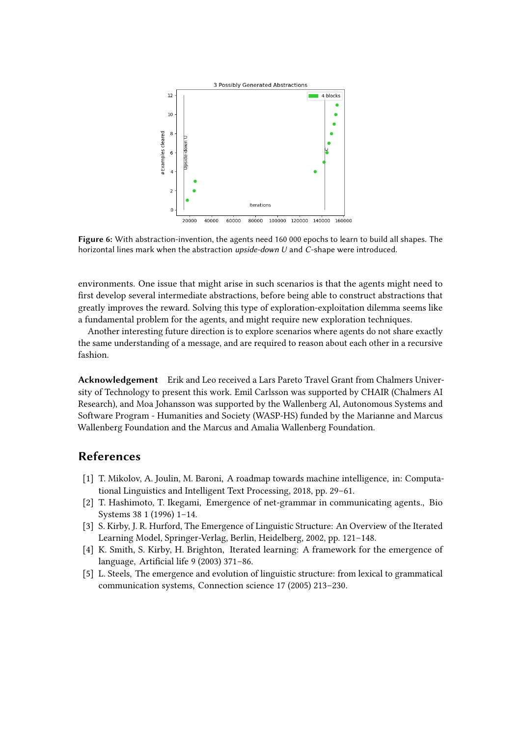**Figure 6:** With abstraction-invention, the agents need 160 000 epochs to learn to build all shapes. The horizontal lines mark when the abstraction *upside-down U* and *C*-shape were introduced.

environments. One issue that might arise in such scenarios is that the agents might need to first develop several intermediate abstractions, before being able to construct abstractions that greatly improves the reward. Solving this type of exploration-exploitation dilemma seems like a fundamental problem for the agents, and might require new exploration techniques.

Another interesting future direction is to explore scenarios where agents do not share exactly the same understanding of a message, and are required to reason about each other in a recursive fashion.

**Acknowledgement** Erik and Leo received a Lars Pareto Travel Grant from Chalmers University of Technology to present this work. Emil Carlsson was supported by CHAIR (Chalmers AI Research), and Moa Johansson was supported by the Wallenberg AI, Autonomous Systems and Software Program - Humanities and Society (WASP-HS) funded by the Marianne and Marcus Wallenberg Foundation and the Marcus and Amalia Wallenberg Foundation.

## References

[1] T. Mikolov, A. Joulin, M. Baroni, A roadmap towards machine intelligence, in: Computational Linguistics and Intelligent Text Processing, 2018, pp. 29–61.

[2] T. Hashimoto, T. Ikegami, Emergence of net-grammar in communicating agents., Bio Systems 38 1 (1996) 1–14.

[3] S. Kirby, J. R. Hurford, The Emergence of Linguistic Structure: An Overview of the Iterated Learning Model, Springer-Verlag, Berlin, Heidelberg, 2002, pp. 121–148.

[4] K. Smith, S. Kirby, H. Brighton, Iterated learning: A framework for the emergence of language, Artificial life 9 (2003) 371–86.

[5] L. Steels, The emergence and evolution of linguistic structure: from lexical to grammatical communication systems, Connection science 17 (2005) 213–230.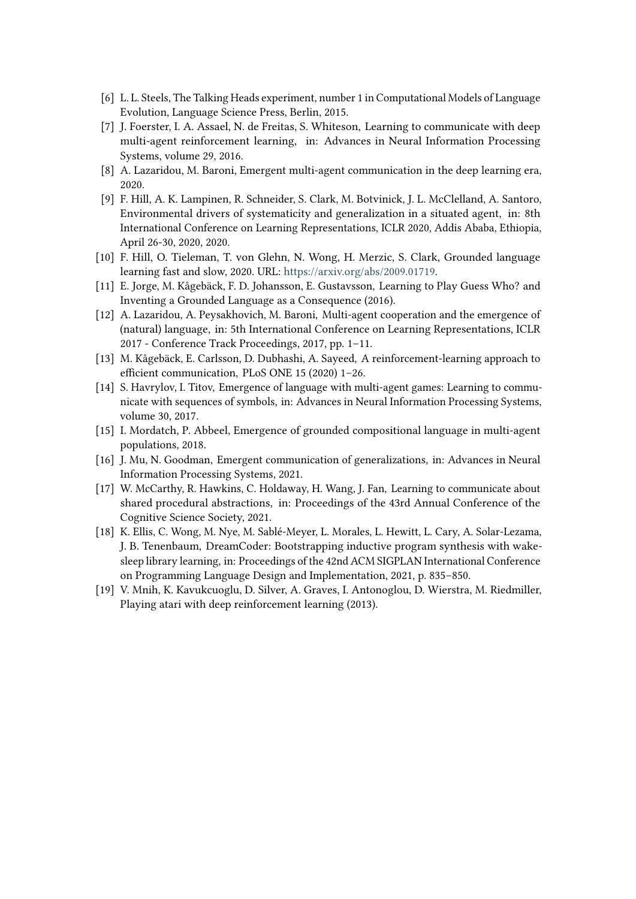[6] L. L. Steels, The Talking Heads experiment, number 1 in Computational Models of Language Evolution, Language Science Press, Berlin, 2015.

[7] J. Foerster, I. A. Assael, N. de Freitas, S. Whiteson, Learning to communicate with deep multi-agent reinforcement learning, in: Advances in Neural Information Processing Systems, volume 29, 2016.

[8] A. Lazaridou, M. Baroni, Emergent multi-agent communication in the deep learning era, 2020.

[9] F. Hill, A. K. Lampinen, R. Schneider, S. Clark, M. Botvinick, J. L. McClelland, A. Santoro, Environmental drivers of systematicity and generalization in a situated agent, in: 8th International Conference on Learning Representations, ICLR 2020, Addis Ababa, Ethiopia, April 26-30, 2020, 2020.

[10] F. Hill, O. Tieleman, T. von Glehn, N. Wong, H. Merzic, S. Clark, Grounded language learning fast and slow, 2020. URL: https://arxiv.org/abs/2009.01719.

[11] E. Jorge, M. Kågebäck, F. D. Johansson, E. Gustavsson, Learning to Play Guess Who? and Inventing a Grounded Language as a Consequence (2016).

[12] A. Lazaridou, A. Peysakhovich, M. Baroni, Multi-agent cooperation and the emergence of (natural) language, in: 5th International Conference on Learning Representations, ICLR 2017 - Conference Track Proceedings, 2017, pp. 1–11.

[13] M. Kågebäck, E. Carlsson, D. Dubhashi, A. Sayeed, A reinforcement-learning approach to efficient communication, PLoS ONE 15 (2020) 1–26.

[14] S. Havrylov, I. Titov, Emergence of language with multi-agent games: Learning to communicate with sequences of symbols, in: Advances in Neural Information Processing Systems, volume 30, 2017.

[15] I. Mordatch, P. Abbeel, Emergence of grounded compositional language in multi-agent populations, 2018.

[16] J. Mu, N. Goodman, Emergent communication of generalizations, in: Advances in Neural Information Processing Systems, 2021.

[17] W. McCarthy, R. Hawkins, C. Holdaway, H. Wang, J. Fan, Learning to communicate about shared procedural abstractions, in: Proceedings of the 43rd Annual Conference of the Cognitive Science Society, 2021.

[18] K. Ellis, C. Wong, M. Nye, M. Sablé-Meyer, L. Morales, L. Hewitt, L. Cary, A. Solar-Lezama, J. B. Tenenbaum, DreamCoder: Bootstrapping inductive program synthesis with wake-sleep library learning, in: Proceedings of the 42nd ACM SIGPLAN International Conference on Programming Language Design and Implementation, 2021, p. 835–850.

[19] V. Mnih, K. Kavukcuoglu, D. Silver, A. Graves, I. Antonoglou, D. Wierstra, M. Riedmiller, Playing atari with deep reinforcement learning (2013).